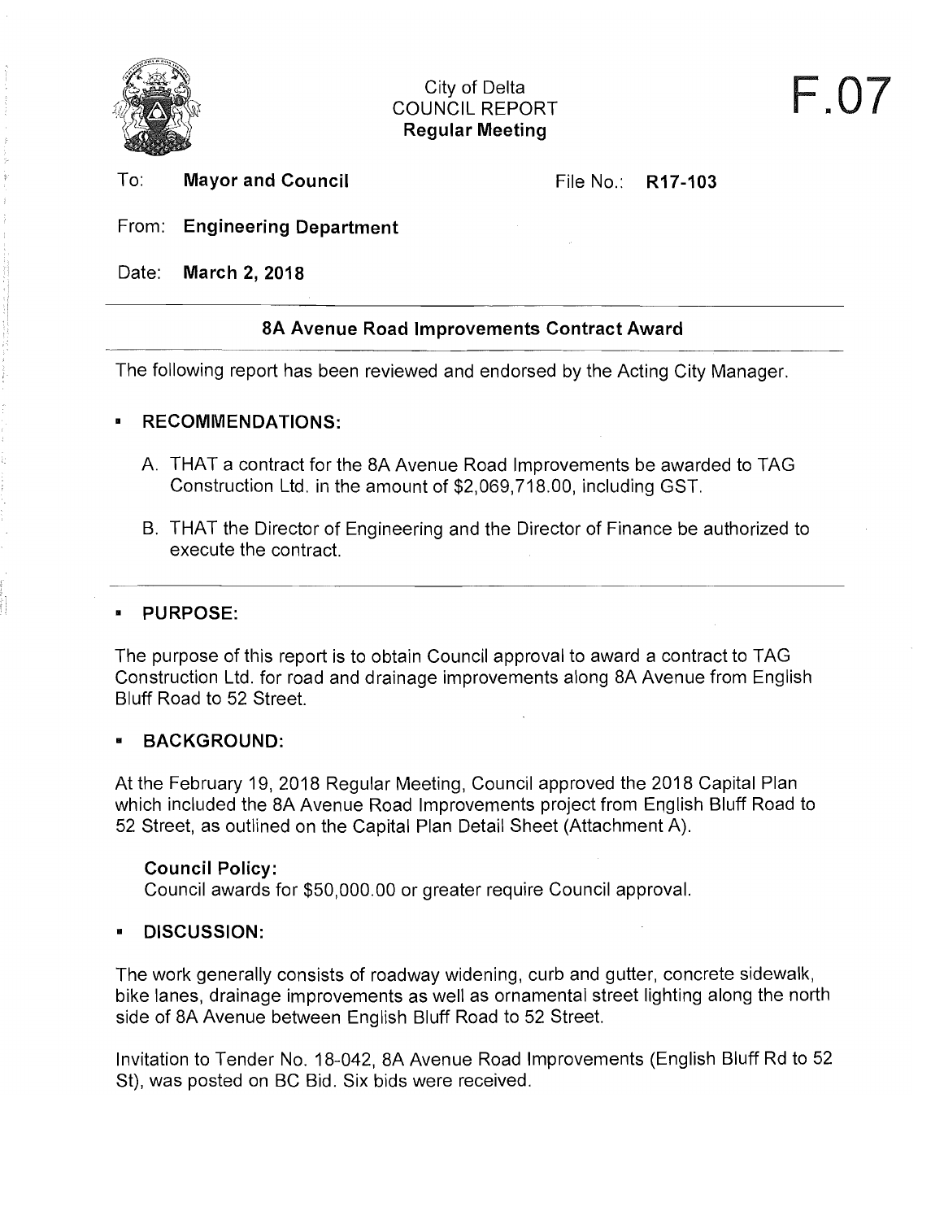City of Delta
COUNCIL REPORT
**Regular Meeting**

**F.07**

To: **Mayor and Council** File No.: **R17-103**

From: **Engineering Department**

Date: **March 2, 2018**

## 8A Avenue Road Improvements Contract Award

The following report has been reviewed and endorsed by the Acting City Manager.

### RECOMMENDATIONS:

A. THAT a contract for the 8A Avenue Road Improvements be awarded to TAG Construction Ltd. in the amount of $2,069,718.00, including GST.

B. THAT the Director of Engineering and the Director of Finance be authorized to execute the contract.

### PURPOSE:

The purpose of this report is to obtain Council approval to award a contract to TAG Construction Ltd. for road and drainage improvements along 8A Avenue from English Bluff Road to 52 Street.

### BACKGROUND:

At the February 19, 2018 Regular Meeting, Council approved the 2018 Capital Plan which included the 8A Avenue Road Improvements project from English Bluff Road to 52 Street, as outlined on the Capital Plan Detail Sheet (Attachment A).

**Council Policy:**
Council awards for $50,000.00 or greater require Council approval.

### DISCUSSION:

The work generally consists of roadway widening, curb and gutter, concrete sidewalk, bike lanes, drainage improvements as well as ornamental street lighting along the north side of 8A Avenue between English Bluff Road to 52 Street.

Invitation to Tender No. 18-042, 8A Avenue Road Improvements (English Bluff Rd to 52 St), was posted on BC Bid. Six bids were received.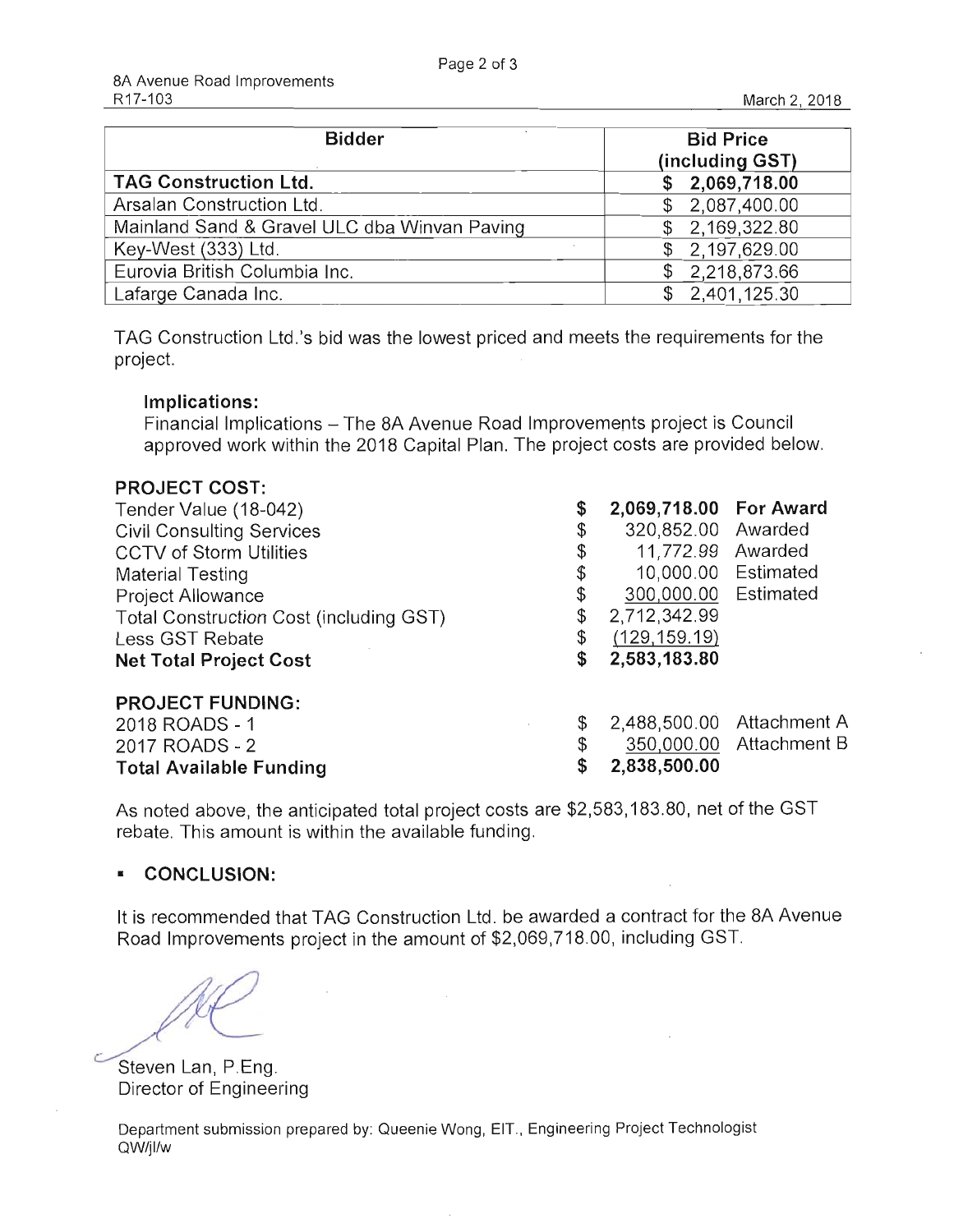| Bidder | Bid Price (including GST) |
|---|---|
| **TAG Construction Ltd.** | **$ 2,069,718.00** |
| Arsalan Construction Ltd. | $ 2,087,400.00 |
| Mainland Sand & Gravel ULC dba Winvan Paving | $ 2,169,322.80 |
| Key-West (333) Ltd. | $ 2,197,629.00 |
| Eurovia British Columbia Inc. | $ 2,218,873.66 |
| Lafarge Canada Inc. | $ 2,401,125.30 |

TAG Construction Ltd.'s bid was the lowest priced and meets the requirements for the project.

**Implications:**

Financial Implications – The 8A Avenue Road Improvements project is Council approved work within the 2018 Capital Plan. The project costs are provided below.

**PROJECT COST:**

| | | | |
|---|---|---|---|
| Tender Value (18-042) | **$** | **2,069,718.00** | **For Award** |
| Civil Consulting Services | $ | 320,852.00 | Awarded |
| CCTV of Storm Utilities | $ | 11,772.99 | Awarded |
| Material Testing | $ | 10,000.00 | Estimated |
| Project Allowance | $ | 300,000.00 | Estimated |
| Total Construction Cost (including GST) | $ | 2,712,342.99 | |
| Less GST Rebate | $ | (129,159.19) | |
| **Net Total Project Cost** | **$** | **2,583,183.80** | |

**PROJECT FUNDING:**

| | | | |
|---|---|---|---|
| 2018 ROADS - 1 | $ | 2,488,500.00 | Attachment A |
| 2017 ROADS - 2 | $ | 350,000.00 | Attachment B |
| **Total Available Funding** | **$** | **2,838,500.00** | |

As noted above, the anticipated total project costs are $2,583,183.80, net of the GST rebate. This amount is within the available funding.

- **CONCLUSION:**

It is recommended that TAG Construction Ltd. be awarded a contract for the 8A Avenue Road Improvements project in the amount of $2,069,718.00, including GST.

Steven Lan, P.Eng.
Director of Engineering

Department submission prepared by: Queenie Wong, EIT., Engineering Project Technologist
QW/jl/w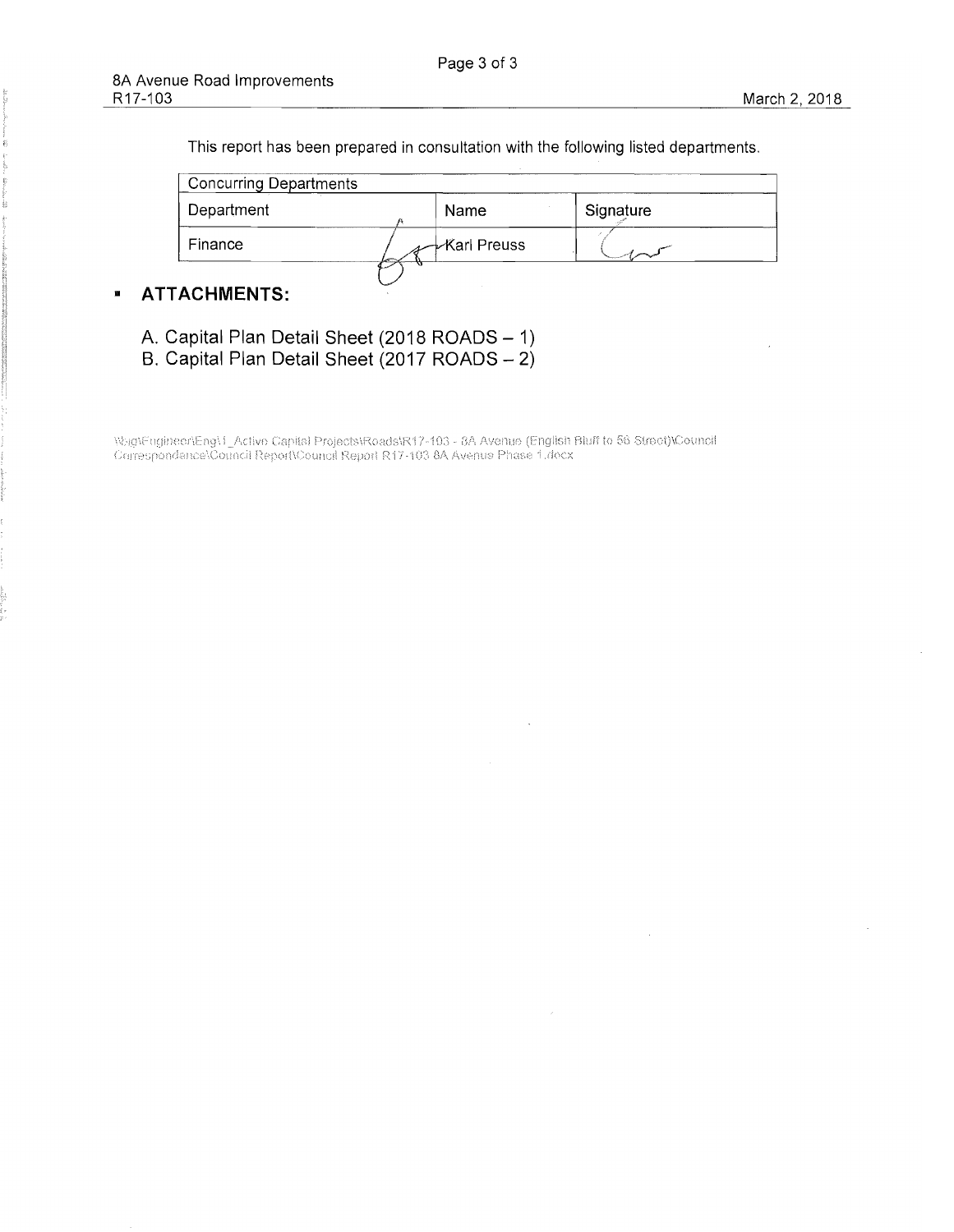This report has been prepared in consultation with the following listed departments.

| Concurring Departments | | |
|---|---|---|
| Department | Name | Signature |
| Finance | Karl Preuss | |

## ▪ ATTACHMENTS:

A. Capital Plan Detail Sheet (2018 ROADS – 1)
B. Capital Plan Detail Sheet (2017 ROADS – 2)

\\big\Engineer\Eng\1_Active Capital Projects\Roads\R17-103 - 8A Avenue (English Bluff to 56 Street)\Council Correspondence\Council Report\Council Report R17-103 8A Avenue Phase 1.docx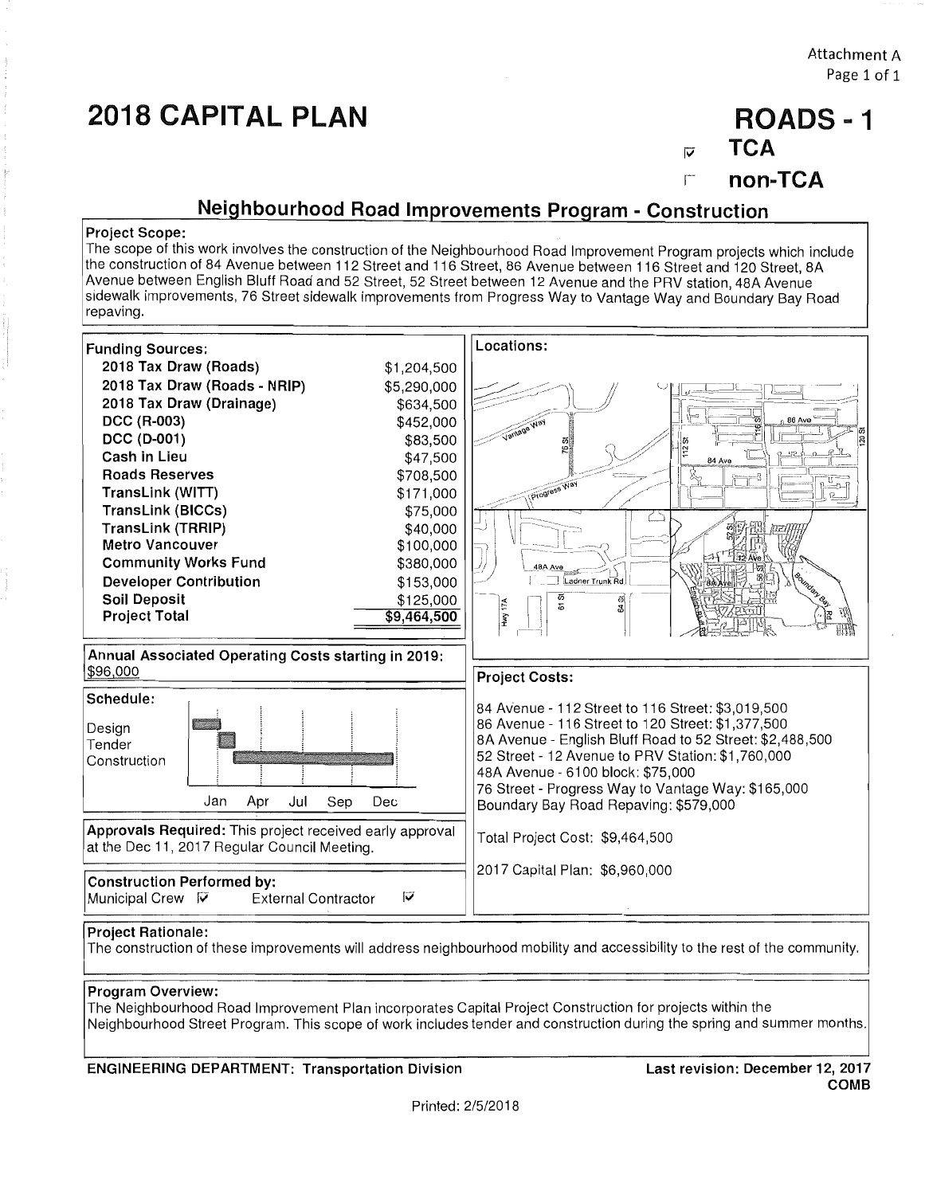Attachment A

# 2018 CAPITAL PLAN

# ROADS - 1

☑ **TCA**

☐ **non-TCA**

## Neighbourhood Road Improvements Program - Construction

**Project Scope:**
The scope of this work involves the construction of the Neighbourhood Road Improvement Program projects which include the construction of 84 Avenue between 112 Street and 116 Street, 86 Avenue between 116 Street and 120 Street, 8A Avenue between English Bluff Road and 52 Street, 52 Street between 12 Avenue and the PRV station, 48A Avenue sidewalk improvements, 76 Street sidewalk improvements from Progress Way to Vantage Way and Boundary Bay Road repaving.

**Funding Sources:**

| Source | Amount |
|---|---|
| **2018 Tax Draw (Roads)** | $1,204,500 |
| **2018 Tax Draw (Roads - NRIP)** | $5,290,000 |
| **2018 Tax Draw (Drainage)** | $634,500 |
| **DCC (R-003)** | $452,000 |
| **DCC (D-001)** | $83,500 |
| **Cash in Lieu** | $47,500 |
| **Roads Reserves** | $708,500 |
| **TransLink (WITT)** | $171,000 |
| **TransLink (BICCs)** | $75,000 |
| **TransLink (TRRIP)** | $40,000 |
| **Metro Vancouver** | $100,000 |
| **Community Works Fund** | $380,000 |
| **Developer Contribution** | $153,000 |
| **Soil Deposit** | $125,000 |
| **Project Total** | $9,464,500 |

**Locations:**

**Annual Associated Operating Costs starting in 2019:** $96,000

**Schedule:**

| Phase | Timing |
|---|---|
| Design | Jan – Feb |
| Tender | Mar |
| Construction | Mar – Dec |

**Project Costs:**

84 Avenue - 112 Street to 116 Street: $3,019,500
86 Avenue - 116 Street to 120 Street: $1,377,500
8A Avenue - English Bluff Road to 52 Street: $2,488,500
52 Street - 12 Avenue to PRV Station: $1,760,000
48A Avenue - 6100 block: $75,000
76 Street - Progress Way to Vantage Way: $165,000
Boundary Bay Road Repaving: $579,000

Total Project Cost: $9,464,500

2017 Capital Plan: $6,960,000

**Approvals Required:** This project received early approval at the Dec 11, 2017 Regular Council Meeting.

**Construction Performed by:**
Municipal Crew ☑ External Contractor ☑

**Project Rationale:**
The construction of these improvements will address neighbourhood mobility and accessibility to the rest of the community.

**Program Overview:**
The Neighbourhood Road Improvement Plan incorporates Capital Project Construction for projects within the Neighbourhood Street Program. This scope of work includes tender and construction during the spring and summer months.

**ENGINEERING DEPARTMENT: Transportation Division**

**Last revision: December 12, 2017**
**COMB**

Printed: 2/5/2018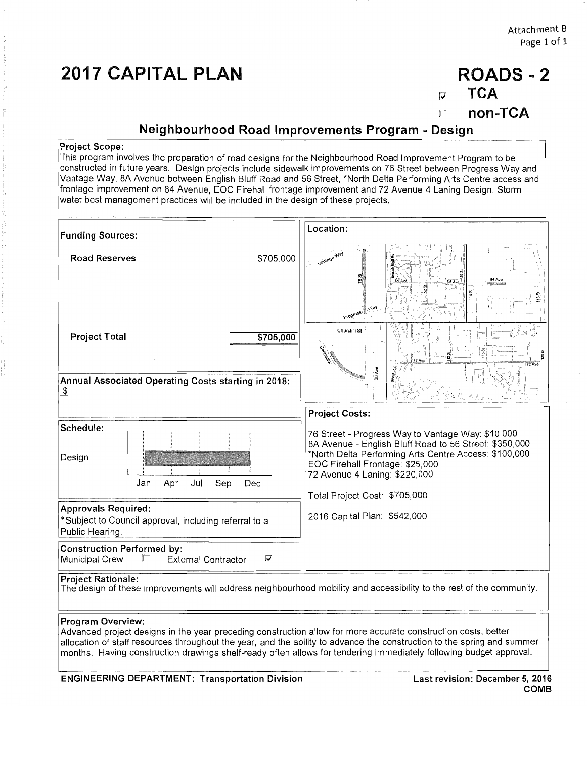Attachment B

# 2017 CAPITAL PLAN

# ROADS - 2

☑ **TCA**

☐ **non-TCA**

## Neighbourhood Road Improvements Program - Design

**Project Scope:**
This program involves the preparation of road designs for the Neighbourhood Road Improvement Program to be constructed in future years. Design projects include sidewalk improvements on 76 Street between Progress Way and Vantage Way, 8A Avenue between English Bluff Road and 56 Street, *North Delta Performing Arts Centre access and frontage improvement on 84 Avenue, EOC Firehall frontage improvement and 72 Avenue 4 Laning Design. Storm water best management practices will be included in the design of these projects.

**Funding Sources:**

| | |
|---|---|
| Road Reserves | $705,000 |
| **Project Total** | **$705,000** |

**Location:**

Vantage Way
76 St
Progress Way
English Bluff Rd
8A Ave
52 St
56 St
84 Ave
114 St
118 St
Churchill St
Connector
80 Ave
Bluff Rd
72 Ave
112 St
116 St
120 St

**Annual Associated Operating Costs starting in 2018:**
$

**Schedule:**

Design
Jan Apr Jul Sep Dec

**Project Costs:**

76 Street - Progress Way to Vantage Way: $10,000
8A Avenue - English Bluff Road to 56 Street: $350,000
*North Delta Performing Arts Centre Access: $100,000
EOC Firehall Frontage: $25,000
72 Avenue 4 Laning: $220,000

Total Project Cost: $705,000

2016 Capital Plan: $542,000

**Approvals Required:**
*Subject to Council approval, including referral to a Public Hearing.

**Construction Performed by:**
Municipal Crew ☐ External Contractor ☑

**Project Rationale:**
The design of these improvements will address neighbourhood mobility and accessibility to the rest of the community.

**Program Overview:**
Advanced project designs in the year preceding construction allow for more accurate construction costs, better allocation of staff resources throughout the year, and the ability to advance the construction to the spring and summer months. Having construction drawings shelf-ready often allows for tendering immediately following budget approval.

**ENGINEERING DEPARTMENT: Transportation Division**

**Last revision: December 5, 2016**
**COMB**